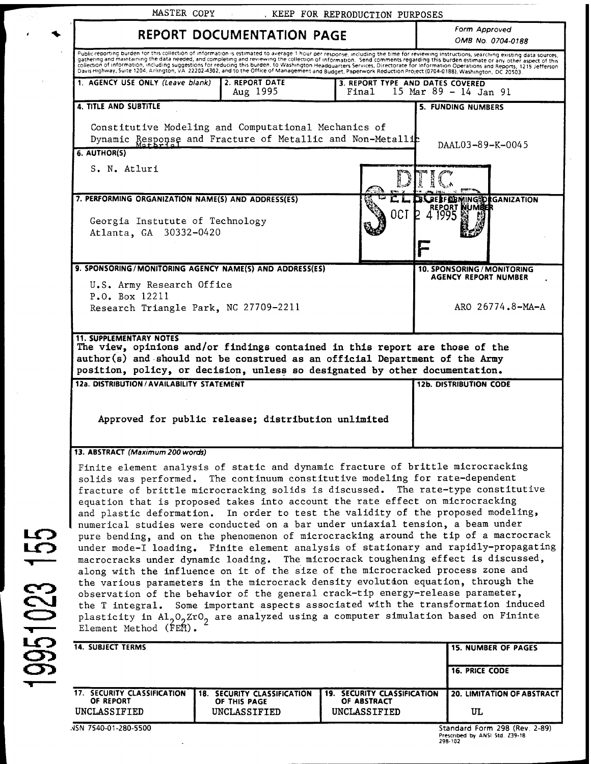MASTER COPY . KEEP FOR REPRODUCTION PURPOSES

# REPORT DOCUMENTATION PAGE

Form Approved
OMB No. 0704-0188

Public reporting burden for this collection of information is estimated to average 1 hour per response, including the time for reviewing instructions, searching existing data sources, gathering and maintaining the data needed, and completing and reviewing the collection of information. Send comments regarding this burden estimate or any other aspect of this collection of information, including suggestions for reducing this burden, to Washington Headquarters Services, Directorate for Information Operations and Reports, 1215 Jefferson Davis Highway, Suite 1204, Arlington, VA 22202-4302, and to the Office of Management and Budget, Paperwork Reduction Project (0704-0188), Washington, DC 20503.

| 1. AGENCY USE ONLY (Leave blank) | 2. REPORT DATE | 3. REPORT TYPE AND DATES COVERED |
|---|---|---|
| | Aug 1995 | Final 15 Mar 89 - 14 Jan 91 |

**4. TITLE AND SUBTITLE**

Constitutive Modeling and Computational Mechanics of Dynamic Response and Fracture of Metallic and Non-Metallic Material

**5. FUNDING NUMBERS**

DAAL03-89-K-0045

**6. AUTHOR(S)**

S. N. Atluri

**7. PERFORMING ORGANIZATION NAME(S) AND ADDRESS(ES)**

Georgia Instutute of Technology
Atlanta, GA 30332-0420

**8. PERFORMING ORGANIZATION REPORT NUMBER**

DTIC ELECTE OCT 2 4 1995 S F D

**9. SPONSORING/MONITORING AGENCY NAME(S) AND ADDRESS(ES)**

U.S. Army Research Office
P.O. Box 12211
Research Triangle Park, NC 27709-2211

**10. SPONSORING/MONITORING AGENCY REPORT NUMBER**

ARO 26774.8-MA-A

**11. SUPPLEMENTARY NOTES**

**The view, opinions and/or findings contained in this report are those of the author(s) and should not be construed as an official Department of the Army position, policy, or decision, unless so designated by other documentation.**

**12a. DISTRIBUTION/AVAILABILITY STATEMENT**

Approved for public release; distribution unlimited

**12b. DISTRIBUTION CODE**

**13. ABSTRACT** *(Maximum 200 words)*

Finite element analysis of static and dynamic fracture of brittle microcracking solids was performed. The continuum constitutive modeling for rate-dependent fracture of brittle microcracking solids is discussed. The rate-type constitutive equation that is proposed takes into account the rate effect on microcracking and plastic deformation. In order to test the validity of the proposed modeling, numerical studies were conducted on a bar under uniaxial tension, a beam under pure bending, and on the phenomenon of microcracking around the tip of a macrocrack under mode-I loading. Finite element analysis of stationary and rapidly-propagating macrocracks under dynamic loading. The microcrack toughening effect is discussed, along with the influence on it of the size of the microcracked process zone and the various parameters in the microcrack density evolution equation, through the observation of the behavior of the general crack-tip energy-release parameter, the T integral. Some important aspects associated with the transformation induced plasticity in $Al_2O_2ZrO_2$ are analyzed using a computer simulation based on Fininte Element Method (FEM).

19951023 155

| 14. SUBJECT TERMS | 15. NUMBER OF PAGES |
|---|---|
| | 16. PRICE CODE |

| 17. SECURITY CLASSIFICATION OF REPORT | 18. SECURITY CLASSIFICATION OF THIS PAGE | 19. SECURITY CLASSIFICATION OF ABSTRACT | 20. LIMITATION OF ABSTRACT |
|---|---|---|---|
| UNCLASSIFIED | UNCLASSIFIED | UNCLASSIFIED | UL |

NSN 7540-01-280-5500

Standard Form 298 (Rev. 2-89)
Prescribed by ANSI Std. Z39-18
298-102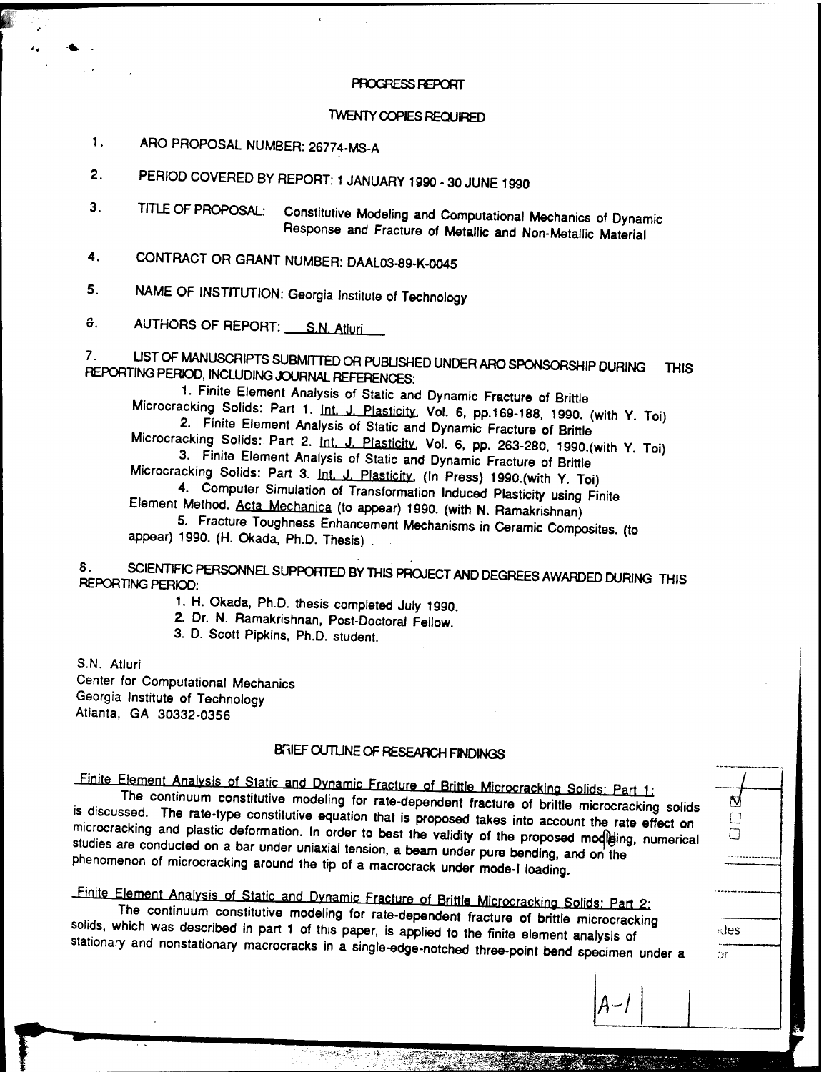# PROGRESS REPORT

TWENTY COPIES REQUIRED

1. ARO PROPOSAL NUMBER: 26774-MS-A

2. PERIOD COVERED BY REPORT: 1 JANUARY 1990 - 30 JUNE 1990

3. TITLE OF PROPOSAL: Constitutive Modeling and Computational Mechanics of Dynamic Response and Fracture of Metallic and Non-Metallic Material

4. CONTRACT OR GRANT NUMBER: DAAL03-89-K-0045

5. NAME OF INSTITUTION: Georgia Institute of Technology

6. AUTHORS OF REPORT: S.N. Atluri

7. LIST OF MANUSCRIPTS SUBMITTED OR PUBLISHED UNDER ARO SPONSORSHIP DURING THIS REPORTING PERIOD, INCLUDING JOURNAL REFERENCES:

   1. Finite Element Analysis of Static and Dynamic Fracture of Brittle Microcracking Solids: Part 1. Int. J. Plasticity, Vol. 6, pp.169-188, 1990. (with Y. Toi)
   2. Finite Element Analysis of Static and Dynamic Fracture of Brittle Microcracking Solids: Part 2. Int. J. Plasticity, Vol. 6, pp. 263-280, 1990.(with Y. Toi)
   3. Finite Element Analysis of Static and Dynamic Fracture of Brittle Microcracking Solids: Part 3. Int. J. Plasticity, (In Press) 1990.(with Y. Toi)
   4. Computer Simulation of Transformation Induced Plasticity using Finite Element Method. Acta Mechanica (to appear) 1990. (with N. Ramakrishnan)
   5. Fracture Toughness Enhancement Mechanisms in Ceramic Composites. (to appear) 1990. (H. Okada, Ph.D. Thesis) .

8. SCIENTIFIC PERSONNEL SUPPORTED BY THIS PROJECT AND DEGREES AWARDED DURING THIS REPORTING PERIOD:

   1. H. Okada, Ph.D. thesis completed July 1990.
   2. Dr. N. Ramakrishnan, Post-Doctoral Fellow.
   3. D. Scott Pipkins, Ph.D. student.

S.N. Atluri
Center for Computational Mechanics
Georgia Institute of Technology
Atlanta, GA 30332-0356

## BRIEF OUTLINE OF RESEARCH FINDINGS

Finite Element Analysis of Static and Dynamic Fracture of Brittle Microcracking Solids: Part 1:

The continuum constitutive modeling for rate-dependent fracture of brittle microcracking solids is discussed. The rate-type constitutive equation that is proposed takes into account the rate effect on microcracking and plastic deformation. In order to best the validity of the proposed modeling, numerical studies are conducted on a bar under uniaxial tension, a beam under pure bending, and on the phenomenon of microcracking around the tip of a macrocrack under mode-I loading.

Finite Element Analysis of Static and Dynamic Fracture of Brittle Microcracking Solids: Part 2:

The continuum constitutive modeling for rate-dependent fracture of brittle microcracking solids, which was described in part 1 of this paper, is applied to the finite element analysis of stationary and nonstationary macrocracks in a single-edge-notched three-point bend specimen under a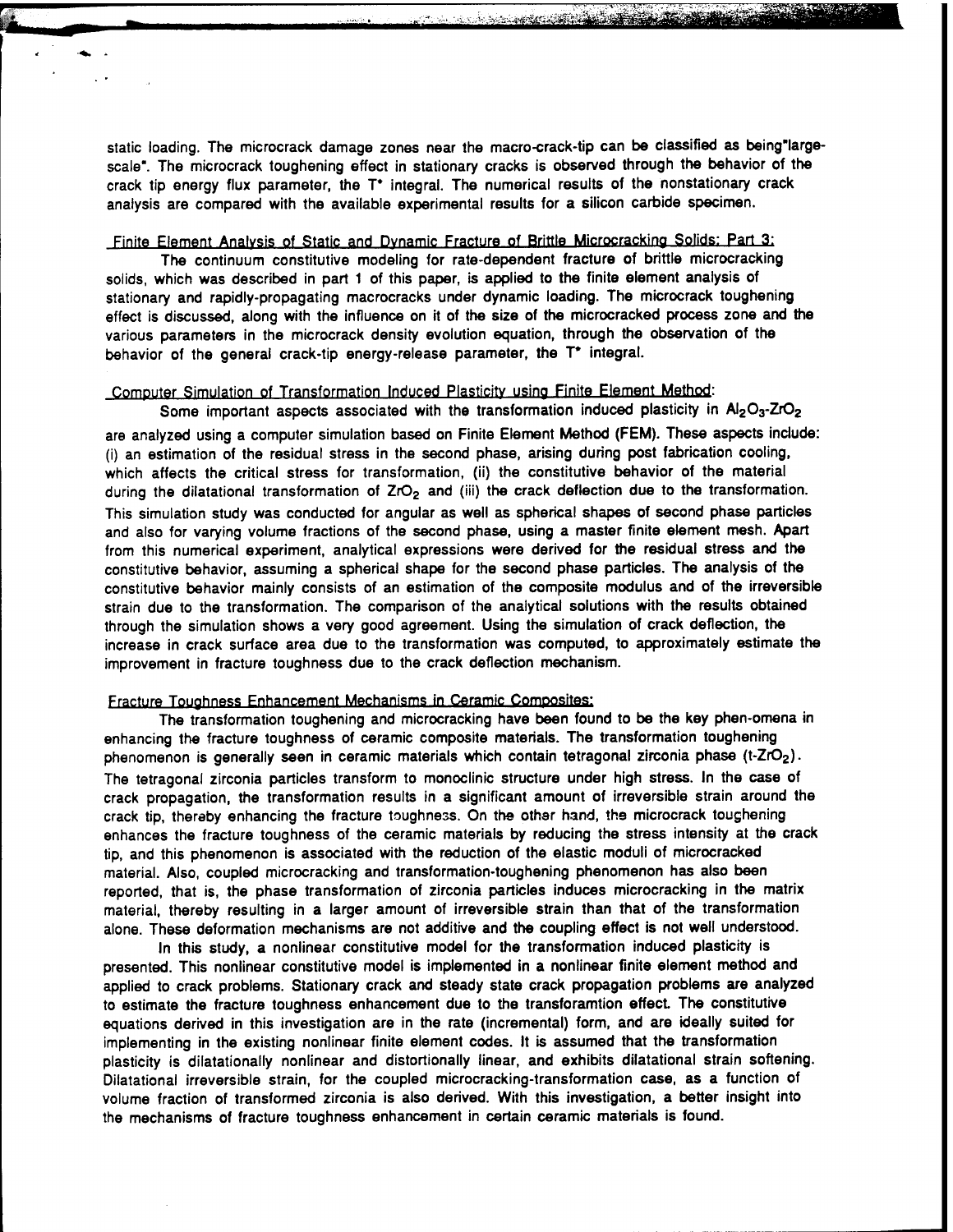static loading. The microcrack damage zones near the macro-crack-tip can be classified as being "large-scale". The microcrack toughening effect in stationary cracks is observed through the behavior of the crack tip energy flux parameter, the $T^*$ integral. The numerical results of the nonstationary crack analysis are compared with the available experimental results for a silicon carbide specimen.

Finite Element Analysis of Static and Dynamic Fracture of Brittle Microcracking Solids: Part 3:

The continuum constitutive modeling for rate-dependent fracture of brittle microcracking solids, which was described in part 1 of this paper, is applied to the finite element analysis of stationary and rapidly-propagating macrocracks under dynamic loading. The microcrack toughening effect is discussed, along with the influence on it of the size of the microcracked process zone and the various parameters in the microcrack density evolution equation, through the observation of the behavior of the general crack-tip energy-release parameter, the $T^*$ integral.

Computer Simulation of Transformation Induced Plasticity using Finite Element Method:

Some important aspects associated with the transformation induced plasticity in $Al_2O_3$-$ZrO_2$ are analyzed using a computer simulation based on Finite Element Method (FEM). These aspects include: (i) an estimation of the residual stress in the second phase, arising during post fabrication cooling, which affects the critical stress for transformation, (ii) the constitutive behavior of the material during the dilatational transformation of $ZrO_2$ and (iii) the crack deflection due to the transformation. This simulation study was conducted for angular as well as spherical shapes of second phase particles and also for varying volume fractions of the second phase, using a master finite element mesh. Apart from this numerical experiment, analytical expressions were derived for the residual stress and the constitutive behavior, assuming a spherical shape for the second phase particles. The analysis of the constitutive behavior mainly consists of an estimation of the composite modulus and of the irreversible strain due to the transformation. The comparison of the analytical solutions with the results obtained through the simulation shows a very good agreement. Using the simulation of crack deflection, the increase in crack surface area due to the transformation was computed, to approximately estimate the improvement in fracture toughness due to the crack deflection mechanism.

Fracture Toughness Enhancement Mechanisms in Ceramic Composites:

The transformation toughening and microcracking have been found to be the key phen-omena in enhancing the fracture toughness of ceramic composite materials. The transformation toughening phenomenon is generally seen in ceramic materials which contain tetragonal zirconia phase ($t$-$ZrO_2$). The tetragonal zirconia particles transform to monoclinic structure under high stress. In the case of crack propagation, the transformation results in a significant amount of irreversible strain around the crack tip, thereby enhancing the fracture toughness. On the other hand, the microcrack toughening enhances the fracture toughness of the ceramic materials by reducing the stress intensity at the crack tip, and this phenomenon is associated with the reduction of the elastic moduli of microcracked material. Also, coupled microcracking and transformation-toughening phenomenon has also been reported, that is, the phase transformation of zirconia particles induces microcracking in the matrix material, thereby resulting in a larger amount of irreversible strain than that of the transformation alone. These deformation mechanisms are not additive and the coupling effect is not well understood.

In this study, a nonlinear constitutive model for the transformation induced plasticity is presented. This nonlinear constitutive model is implemented in a nonlinear finite element method and applied to crack problems. Stationary crack and steady state crack propagation problems are analyzed to estimate the fracture toughness enhancement due to the transforamtion effect. The constitutive equations derived in this investigation are in the rate (incremental) form, and are ideally suited for implementing in the existing nonlinear finite element codes. It is assumed that the transformation plasticity is dilatationally nonlinear and distortionally linear, and exhibits dilatational strain softening. Dilatational irreversible strain, for the coupled microcracking-transformation case, as a function of volume fraction of transformed zirconia is also derived. With this investigation, a better insight into the mechanisms of fracture toughness enhancement in certain ceramic materials is found.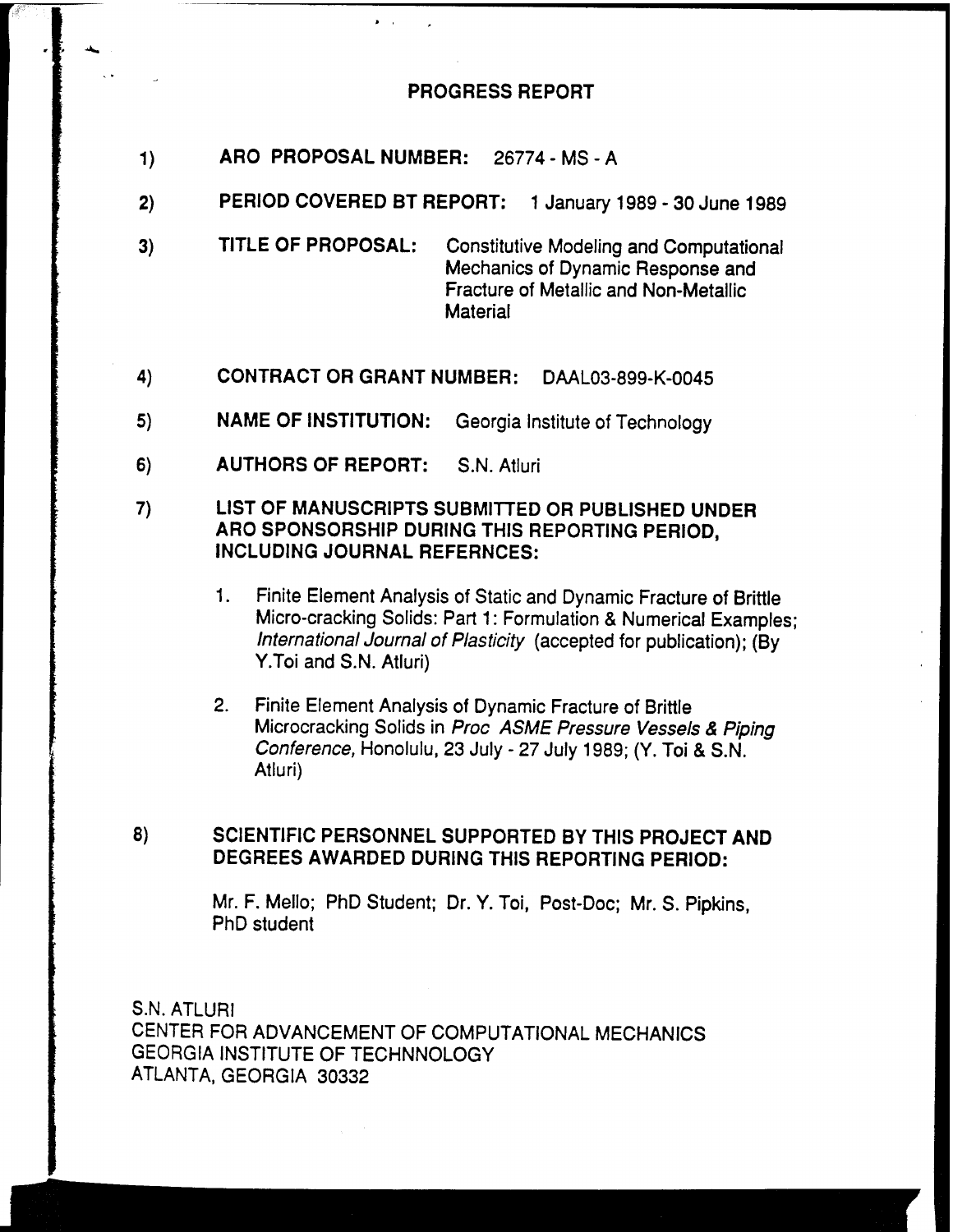# PROGRESS REPORT

1) **ARO PROPOSAL NUMBER:** 26774 - MS - A

2) **PERIOD COVERED BT REPORT:** 1 January 1989 - 30 June 1989

3) **TITLE OF PROPOSAL:** Constitutive Modeling and Computational Mechanics of Dynamic Response and Fracture of Metallic and Non-Metallic Material

4) **CONTRACT OR GRANT NUMBER:** DAAL03-899-K-0045

5) **NAME OF INSTITUTION:** Georgia Institute of Technology

6) **AUTHORS OF REPORT:** S.N. Atluri

7) **LIST OF MANUSCRIPTS SUBMITTED OR PUBLISHED UNDER ARO SPONSORSHIP DURING THIS REPORTING PERIOD, INCLUDING JOURNAL REFERNCES:**

   1. Finite Element Analysis of Static and Dynamic Fracture of Brittle Micro-cracking Solids: Part 1: Formulation & Numerical Examples; *International Journal of Plasticity* (accepted for publication); (By Y.Toi and S.N. Atluri)

   2. Finite Element Analysis of Dynamic Fracture of Brittle Microcracking Solids in *Proc ASME Pressure Vessels & Piping Conference,* Honolulu, 23 July - 27 July 1989; (Y. Toi & S.N. Atluri)

8) **SCIENTIFIC PERSONNEL SUPPORTED BY THIS PROJECT AND DEGREES AWARDED DURING THIS REPORTING PERIOD:**

   Mr. F. Mello; PhD Student; Dr. Y. Toi, Post-Doc; Mr. S. Pipkins, PhD student

S.N. ATLURI
CENTER FOR ADVANCEMENT OF COMPUTATIONAL MECHANICS
GEORGIA INSTITUTE OF TECHNNOLOGY
ATLANTA, GEORGIA 30332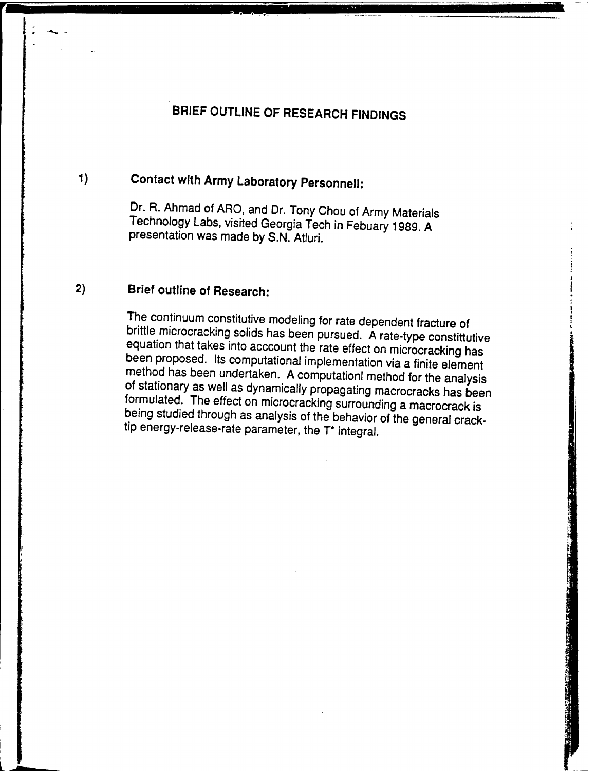# BRIEF OUTLINE OF RESEARCH FINDINGS

1) **Contact with Army Laboratory Personnell:**

Dr. R. Ahmad of ARO, and Dr. Tony Chou of Army Materials Technology Labs, visited Georgia Tech in Febuary 1989. A presentation was made by S.N. Atluri.

2) **Brief outline of Research:**

The continuum constitutive modeling for rate dependent fracture of brittle microcracking solids has been pursued. A rate-type constittutive equation that takes into acccount the rate effect on microcracking has been proposed. Its computational implementation via a finite element method has been undertaken. A computationl method for the analysis of stationary as well as dynamically propagating macrocracks has been formulated. The effect on microcracking surrounding a macrocrack is being studied through as analysis of the behavior of the general crack-tip energy-release-rate parameter, the $T^*$ integral.